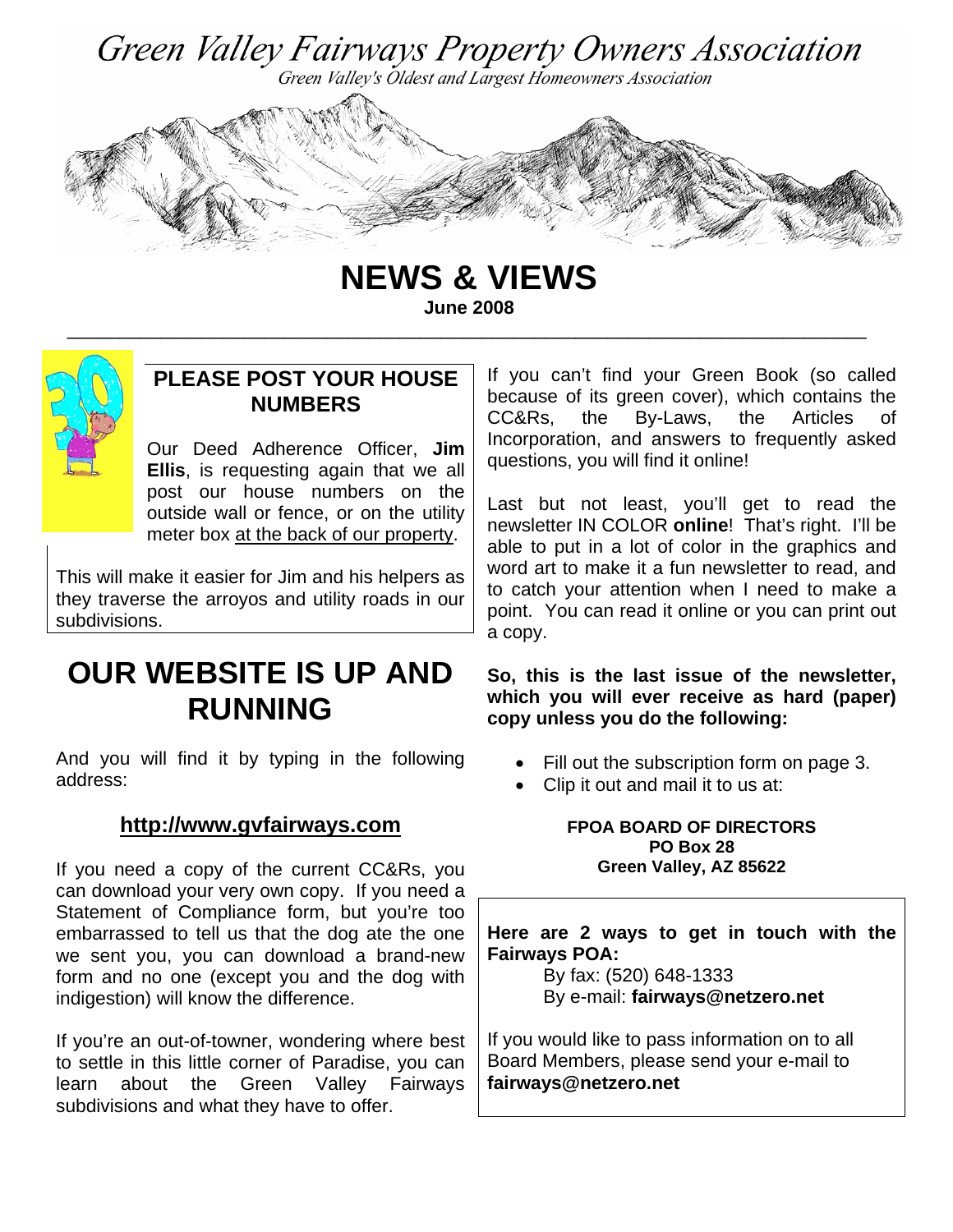# Green Valley Fairways Property Owners Association

*Green Valley's Oldest and Largest Homeowners Association*

# NEWS & VIEWS

**June 2008**

## PLEASE POST YOUR HOUSE NUMBERS

Our Deed Adherence Officer, **Jim Ellis**, is requesting again that we all post our house numbers on the outside wall or fence, or on the utility meter box at the back of our property.

This will make it easier for Jim and his helpers as they traverse the arroyos and utility roads in our subdivisions.

## OUR WEBSITE IS UP AND RUNNING

And you will find it by typing in the following address:

**http://www.gvfairways.com**

If you need a copy of the current CC&Rs, you can download your very own copy. If you need a Statement of Compliance form, but you're too embarrassed to tell us that the dog ate the one we sent you, you can download a brand-new form and no one (except you and the dog with indigestion) will know the difference.

If you're an out-of-towner, wondering where best to settle in this little corner of Paradise, you can learn about the Green Valley Fairways subdivisions and what they have to offer.

If you can't find your Green Book (so called because of its green cover), which contains the CC&Rs, the By-Laws, the Articles of Incorporation, and answers to frequently asked questions, you will find it online!

Last but not least, you'll get to read the newsletter IN COLOR **online**! That's right. I'll be able to put in a lot of color in the graphics and word art to make it a fun newsletter to read, and to catch your attention when I need to make a point. You can read it online or you can print out a copy.

**So, this is the last issue of the newsletter, which you will ever receive as hard (paper) copy unless you do the following:**

- Fill out the subscription form on page 3.
- Clip it out and mail it to us at:

**FPOA BOARD OF DIRECTORS**
**PO Box 28**
**Green Valley, AZ 85622**

**Here are 2 ways to get in touch with the Fairways POA:**

By fax: (520) 648-1333
By e-mail: **fairways@netzero.net**

If you would like to pass information on to all Board Members, please send your e-mail to **fairways@netzero.net**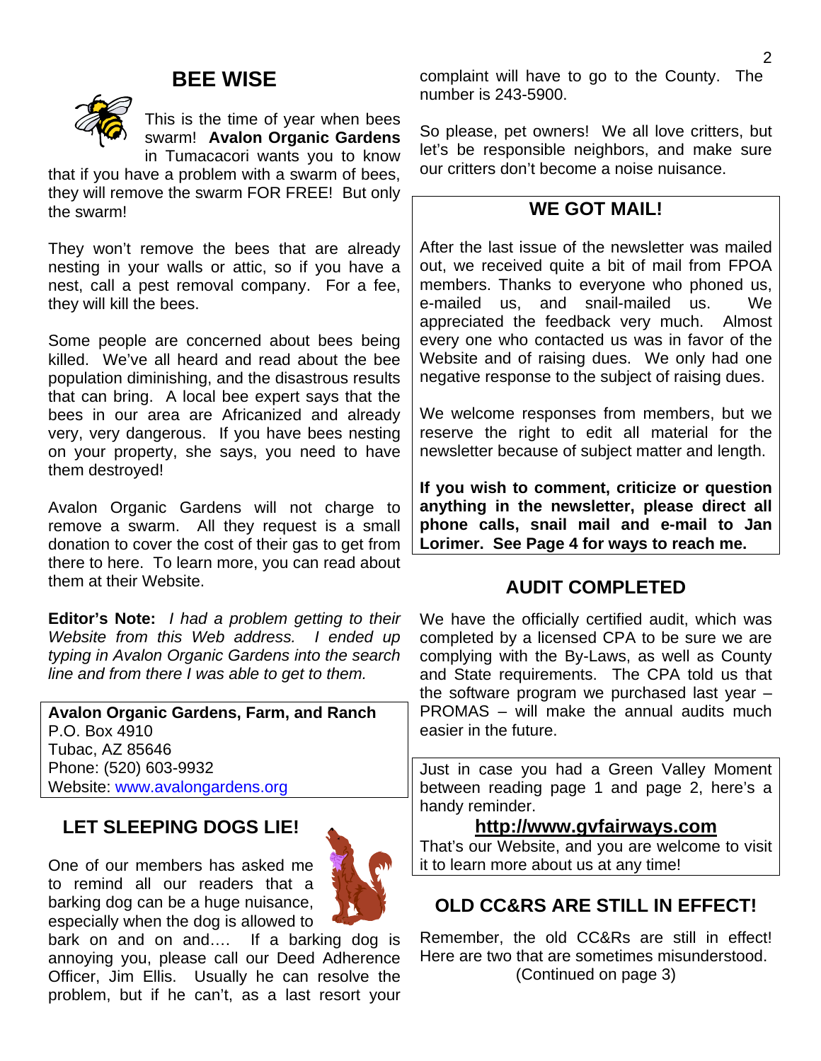## BEE WISE

This is the time of year when bees swarm! **Avalon Organic Gardens** in Tumacacori wants you to know that if you have a problem with a swarm of bees, they will remove the swarm FOR FREE! But only the swarm!

They won't remove the bees that are already nesting in your walls or attic, so if you have a nest, call a pest removal company. For a fee, they will kill the bees.

Some people are concerned about bees being killed. We've all heard and read about the bee population diminishing, and the disastrous results that can bring. A local bee expert says that the bees in our area are Africanized and already very, very dangerous. If you have bees nesting on your property, she says, you need to have them destroyed!

Avalon Organic Gardens will not charge to remove a swarm. All they request is a small donation to cover the cost of their gas to get from there to here. To learn more, you can read about them at their Website.

**Editor's Note:** *I had a problem getting to their Website from this Web address. I ended up typing in Avalon Organic Gardens into the search line and from there I was able to get to them.*

**Avalon Organic Gardens, Farm, and Ranch**
P.O. Box 4910
Tubac, AZ 85646
Phone: (520) 603-9932
Website: www.avalongardens.org

## LET SLEEPING DOGS LIE!

One of our members has asked me to remind all our readers that a barking dog can be a huge nuisance, especially when the dog is allowed to bark on and on and…. If a barking dog is annoying you, please call our Deed Adherence Officer, Jim Ellis. Usually he can resolve the problem, but if he can't, as a last resort your complaint will have to go to the County. The number is 243-5900.

So please, pet owners! We all love critters, but let's be responsible neighbors, and make sure our critters don't become a noise nuisance.

## WE GOT MAIL!

After the last issue of the newsletter was mailed out, we received quite a bit of mail from FPOA members. Thanks to everyone who phoned us, e-mailed us, and snail-mailed us. We appreciated the feedback very much. Almost every one who contacted us was in favor of the Website and of raising dues. We only had one negative response to the subject of raising dues.

We welcome responses from members, but we reserve the right to edit all material for the newsletter because of subject matter and length.

**If you wish to comment, criticize or question anything in the newsletter, please direct all phone calls, snail mail and e-mail to Jan Lorimer. See Page 4 for ways to reach me.**

## AUDIT COMPLETED

We have the officially certified audit, which was completed by a licensed CPA to be sure we are complying with the By-Laws, as well as County and State requirements. The CPA told us that the software program we purchased last year – PROMAS – will make the annual audits much easier in the future.

Just in case you had a Green Valley Moment between reading page 1 and page 2, here's a handy reminder.

**http://www.gvfairways.com**

That's our Website, and you are welcome to visit it to learn more about us at any time!

## OLD CC&RS ARE STILL IN EFFECT!

Remember, the old CC&Rs are still in effect! Here are two that are sometimes misunderstood.

(Continued on page 3)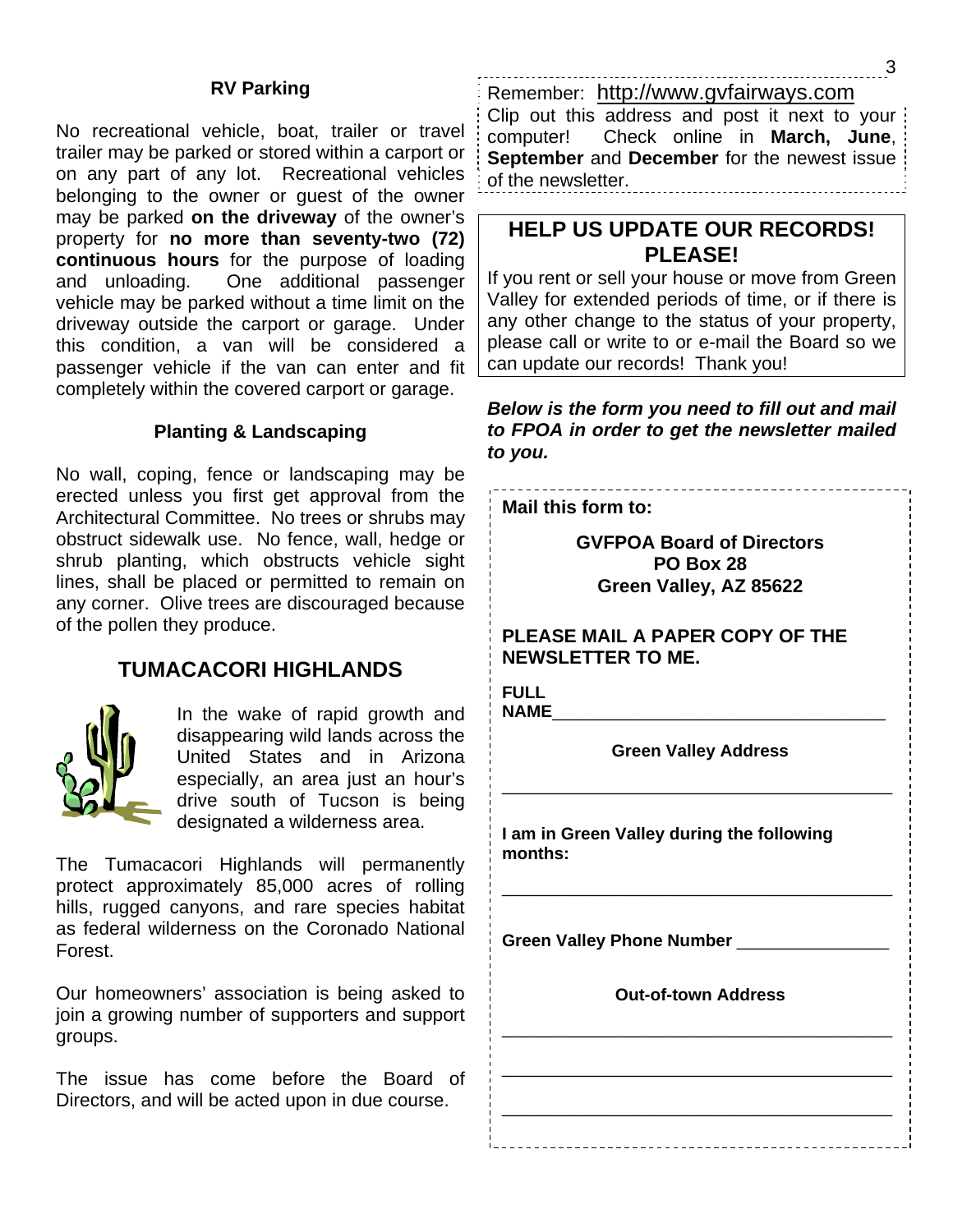### RV Parking

No recreational vehicle, boat, trailer or travel trailer may be parked or stored within a carport or on any part of any lot. Recreational vehicles belonging to the owner or guest of the owner may be parked **on the driveway** of the owner's property for **no more than seventy-two (72) continuous hours** for the purpose of loading and unloading. One additional passenger vehicle may be parked without a time limit on the driveway outside the carport or garage. Under this condition, a van will be considered a passenger vehicle if the van can enter and fit completely within the covered carport or garage.

### Planting & Landscaping

No wall, coping, fence or landscaping may be erected unless you first get approval from the Architectural Committee. No trees or shrubs may obstruct sidewalk use. No fence, wall, hedge or shrub planting, which obstructs vehicle sight lines, shall be placed or permitted to remain on any corner. Olive trees are discouraged because of the pollen they produce.

## TUMACACORI HIGHLANDS

In the wake of rapid growth and disappearing wild lands across the United States and in Arizona especially, an area just an hour's drive south of Tucson is being designated a wilderness area.

The Tumacacori Highlands will permanently protect approximately 85,000 acres of rolling hills, rugged canyons, and rare species habitat as federal wilderness on the Coronado National Forest.

Our homeowners' association is being asked to join a growing number of supporters and support groups.

The issue has come before the Board of Directors, and will be acted upon in due course.

---

Remember: http://www.gvfairways.com
Clip out this address and post it next to your computer! Check online in **March, June**, **September** and **December** for the newest issue of the newsletter.

---

## HELP US UPDATE OUR RECORDS! PLEASE!

If you rent or sell your house or move from Green Valley for extended periods of time, or if there is any other change to the status of your property, please call or write to or e-mail the Board so we can update our records! Thank you!

***Below is the form you need to fill out and mail to FPOA in order to get the newsletter mailed to you.***

---

**Mail this form to:**

**GVFPOA Board of Directors**
**PO Box 28**
**Green Valley, AZ 85622**

**PLEASE MAIL A PAPER COPY OF THE NEWSLETTER TO ME.**

**FULL NAME**_________________________________

**Green Valley Address**

_________________________________________

**I am in Green Valley during the following months:**

_________________________________________

**Green Valley Phone Number** _______________

**Out-of-town Address**

_________________________________________

_________________________________________

_________________________________________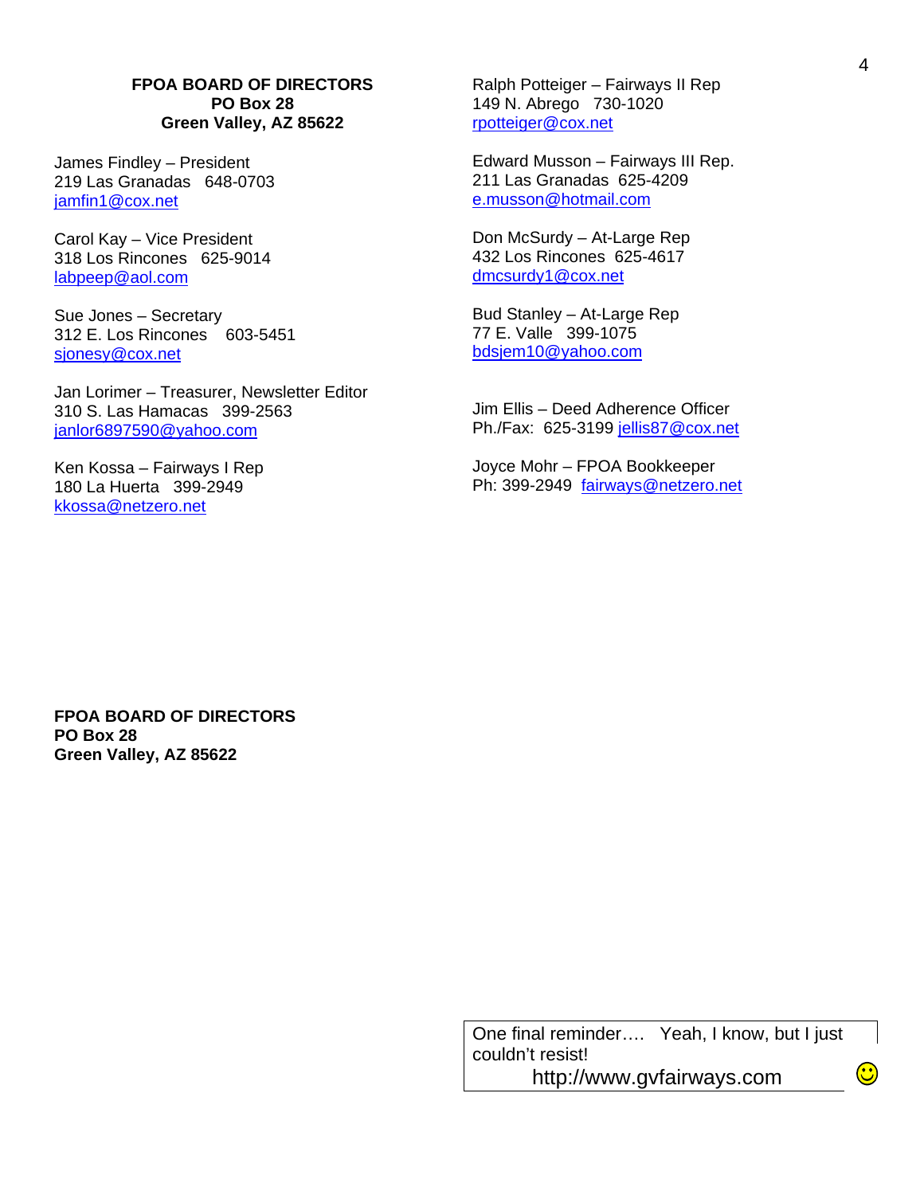**FPOA BOARD OF DIRECTORS**
**PO Box 28**
**Green Valley, AZ 85622**

James Findley – President
219 Las Granadas   648-0703
jamfin1@cox.net

Carol Kay – Vice President
318 Los Rincones   625-9014
labpeep@aol.com

Sue Jones – Secretary
312 E. Los Rincones    603-5451
sjonesy@cox.net

Jan Lorimer – Treasurer, Newsletter Editor
310 S. Las Hamacas   399-2563
janlor6897590@yahoo.com

Ken Kossa – Fairways I Rep
180 La Huerta   399-2949
kkossa@netzero.net

Ralph Potteiger – Fairways II Rep
149 N. Abrego   730-1020
rpotteiger@cox.net

Edward Musson – Fairways III Rep.
211 Las Granadas  625-4209
e.musson@hotmail.com

Don McSurdy – At-Large Rep
432 Los Rincones  625-4617
dmcsurdy1@cox.net

Bud Stanley – At-Large Rep
77 E. Valle   399-1075
bdsjem10@yahoo.com

Jim Ellis – Deed Adherence Officer
Ph./Fax:  625-3199 jellis87@cox.net

Joyce Mohr – FPOA Bookkeeper
Ph: 399-2949  fairways@netzero.net

**FPOA BOARD OF DIRECTORS**
**PO Box 28**
**Green Valley, AZ 85622**

One final reminder….   Yeah, I know, but I just couldn't resist!
http://www.gvfairways.com